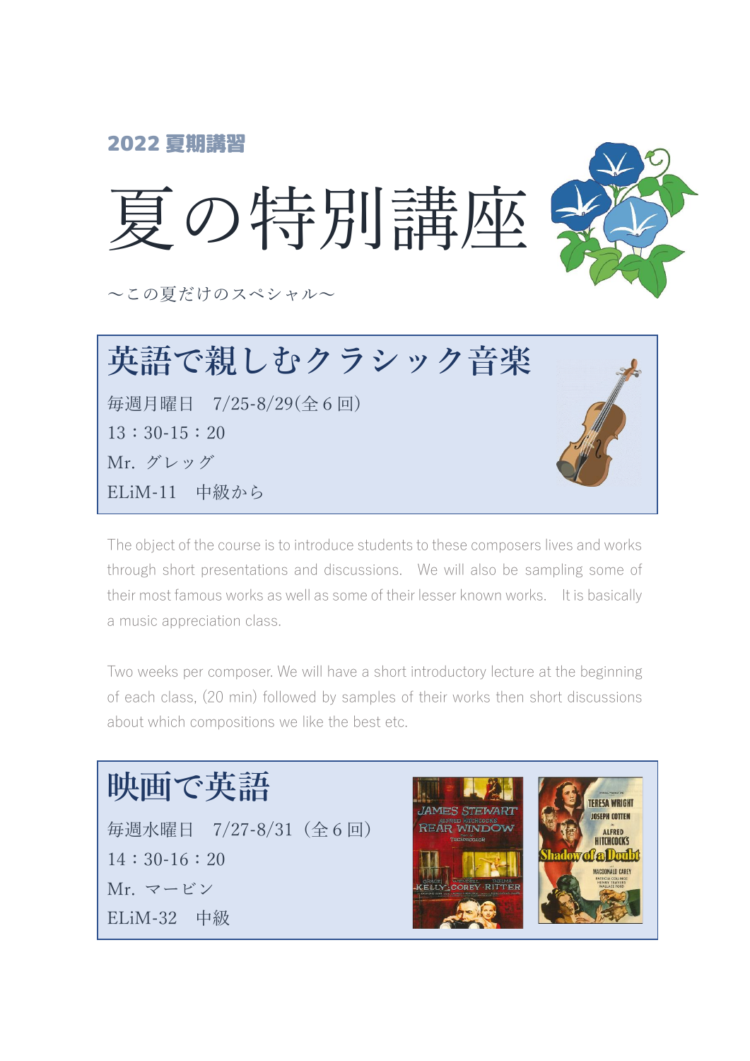2022 夏期講習

# 夏の特別講座

〜この夏だけのスペシャル〜

## 英語で親しむクラシック音楽

毎週月曜日　7/25-8/29(全６回)

13：30-15：20

Mr. グレッグ

ELiM-11　中級から

The object of the course is to introduce students to these composers lives and works through short presentations and discussions.　We will also be sampling some of their most famous works as well as some of their lesser known works.　It is basically a music appreciation class.

Two weeks per composer. We will have a short introductory lecture at the beginning of each class, (20 min) followed by samples of their works then short discussions about which compositions we like the best etc.

## 映画で英語

毎週水曜日　7/27-8/31（全６回）

14：30-16：20

Mr. マービン

ELiM-32　中級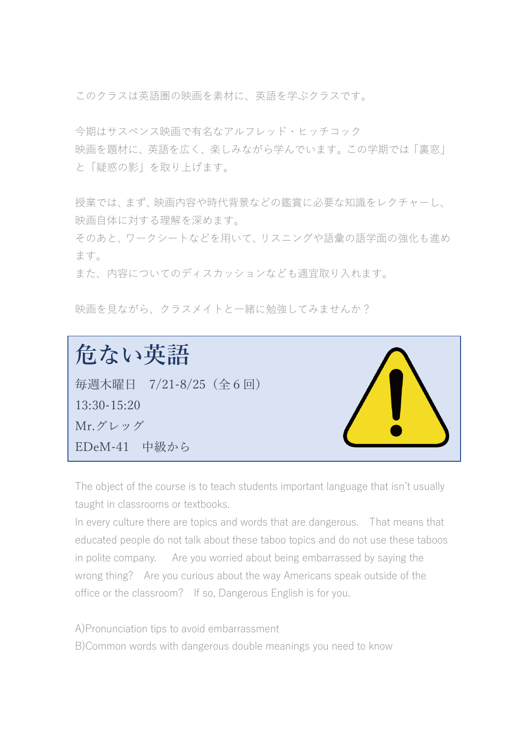このクラスは英語圏の映画を素材に、英語を学ぶクラスです。

今期はサスペンス映画で有名なアルフレッド・ヒッチコック
映画を題材に、英語を広く、楽しみながら学んでいます。この学期では「裏窓」と「疑惑の影」を取り上げます。

授業では、まず、映画内容や時代背景などの鑑賞に必要な知識をレクチャーし、映画自体に対する理解を深めます。
そのあと、ワークシートなどを用いて、リスニングや語彙の語学面の強化も進めます。
また、内容についてのディスカッションなども適宜取り入れます。

映画を見ながら、クラスメイトと一緒に勉強してみませんか？

# 危ない英語

毎週木曜日　7/21-8/25（全６回）
13:30-15:20
Mr.グレッグ
EDeM-41　中級から

The object of the course is to teach students important language that isn't usually taught in classrooms or textbooks.
In every culture there are topics and words that are dangerous.　That means that educated people do not talk about these taboo topics and do not use these taboos in polite company.　Are you worried about being embarrassed by saying the wrong thing?　Are you curious about the way Americans speak outside of the office or the classroom?　If so, Dangerous English is for you.

A)Pronunciation tips to avoid embarrassment
B)Common words with dangerous double meanings you need to know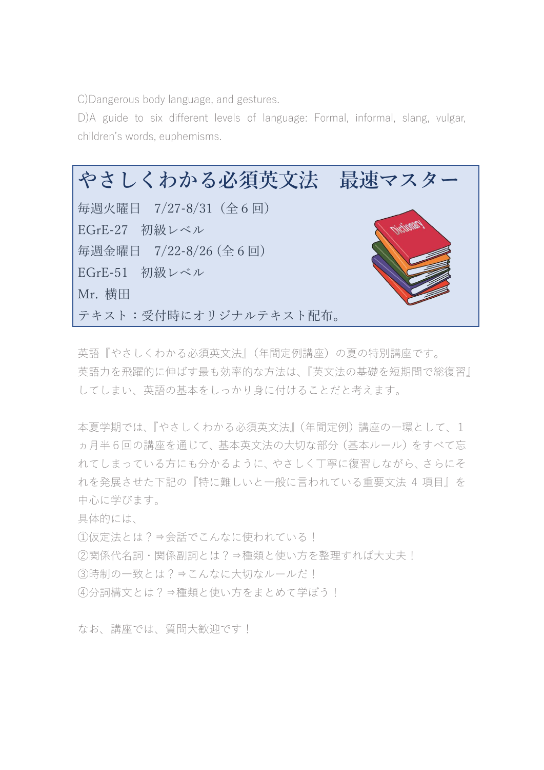C)Dangerous body language, and gestures.

D)A guide to six different levels of language: Formal, informal, slang, vulgar, children's words, euphemisms.

## やさしくわかる必須英文法　最速マスター

毎週火曜日　7/27-8/31（全 6 回）

EGrE-27　初級レベル

毎週金曜日　7/22-8/26 (全 6 回)

EGrE-51　初級レベル

Mr. 横田

テキスト：受付時にオリジナルテキスト配布。

英語『やさしくわかる必須英文法』(年間定例講座）の夏の特別講座です。
英語力を飛躍的に伸ばす最も効率的な方法は、『英文法の基礎を短期間で総復習』してしまい、英語の基本をしっかり身に付けることだと考えます。

本夏学期では、『やさしくわかる必須英文法』(年間定例）講座の一環として、1ヵ月半 6 回の講座を通じて、基本英文法の大切な部分（基本ルール）をすべて忘れてしまっている方にも分かるように、やさしく丁寧に復習しながら、さらにそれを発展させた下記の『特に難しいと一般に言われている重要文法 4 項目』を中心に学びます。

具体的には、

①仮定法とは？⇒会話でこんなに使われている！

②関係代名詞・関係副詞とは？⇒種類と使い方を整理すれば大丈夫！

③時制の一致とは？⇒こんなに大切なルールだ！

④分詞構文とは？⇒種類と使い方をまとめて学ぼう！

なお、講座では、質問大歓迎です！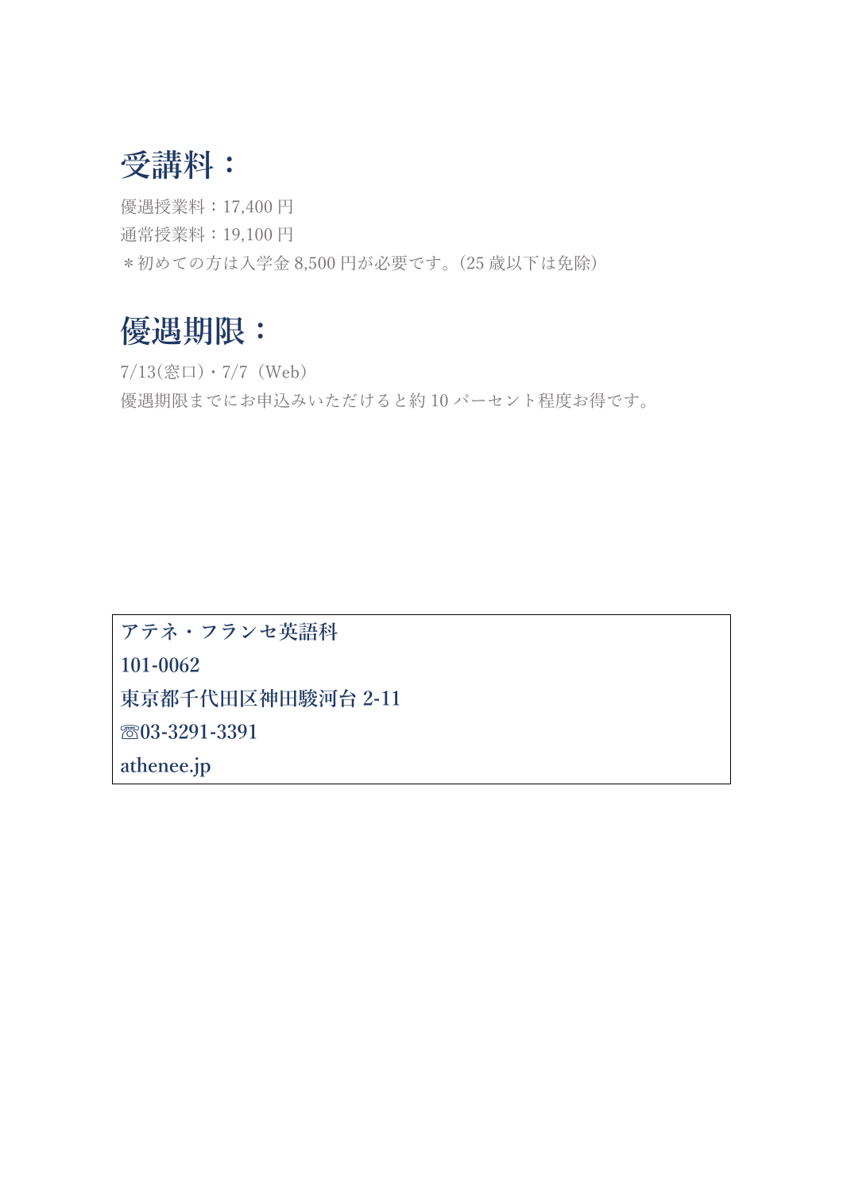## 受講料：

優遇授業料：17,400 円

通常授業料：19,100 円

＊初めての方は入学金 8,500 円が必要です。(25 歳以下は免除)

## 優遇期限：

7/13(窓口)・7/7（Web）

優遇期限までにお申込みいただけると約 10 パーセント程度お得です。

**アテネ・フランセ英語科**

**101-0062**

**東京都千代田区神田駿河台 2-11**

**☏03-3291-3391**

**athenee.jp**